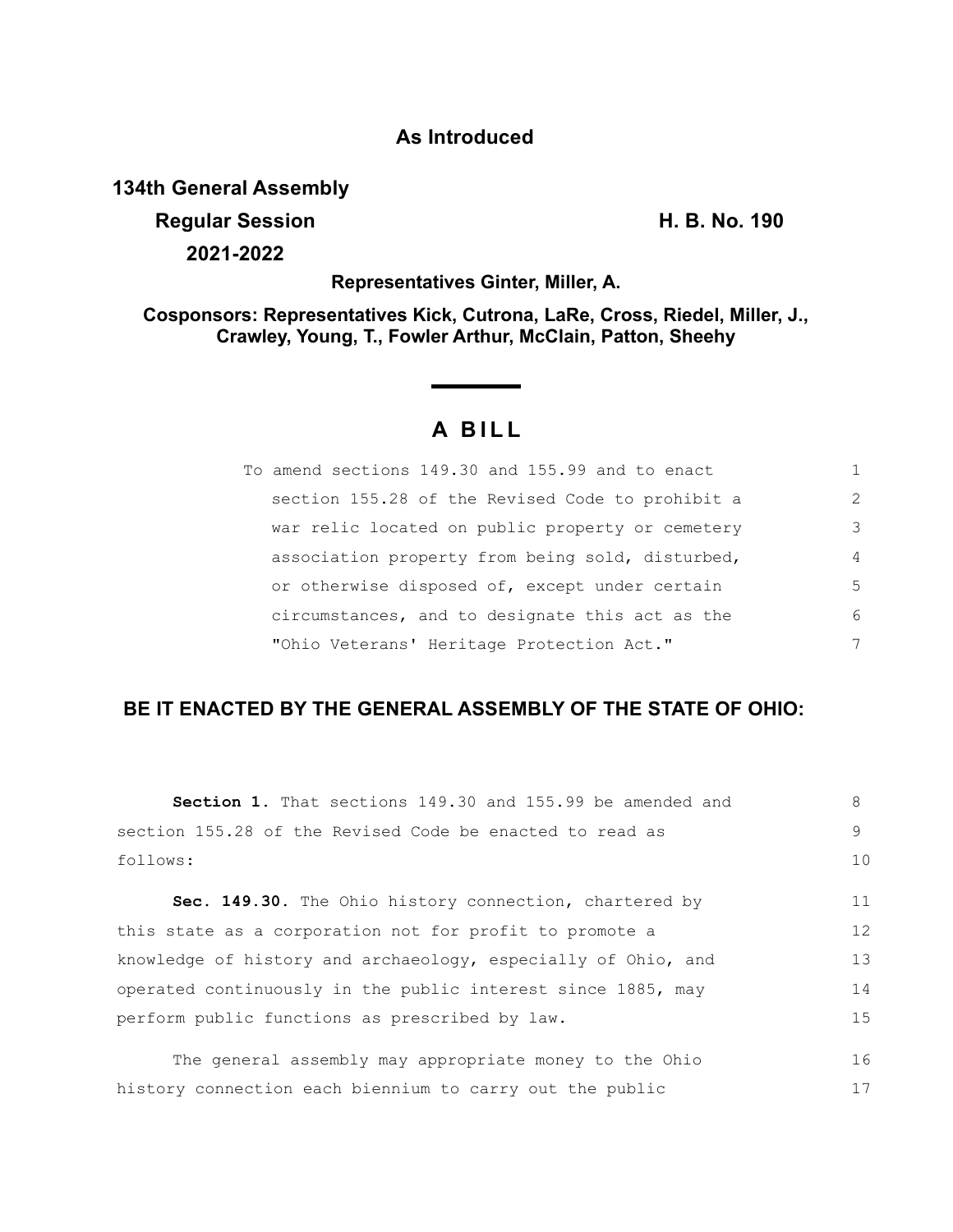**As Introduced**

**134th General Assembly**

**Regular Session** **H. B. No. 190**

**2021-2022**

**Representatives Ginter, Miller, A.**

**Cosponsors: Representatives Kick, Cutrona, LaRe, Cross, Riedel, Miller, J., Crawley, Young, T., Fowler Arthur, McClain, Patton, Sheehy**

# A BILL

To amend sections 149.30 and 155.99 and to enact section 155.28 of the Revised Code to prohibit a war relic located on public property or cemetery association property from being sold, disturbed, or otherwise disposed of, except under certain circumstances, and to designate this act as the "Ohio Veterans' Heritage Protection Act."

**BE IT ENACTED BY THE GENERAL ASSEMBLY OF THE STATE OF OHIO:**

**Section 1.** That sections 149.30 and 155.99 be amended and section 155.28 of the Revised Code be enacted to read as follows:

**Sec. 149.30.** The Ohio history connection, chartered by this state as a corporation not for profit to promote a knowledge of history and archaeology, especially of Ohio, and operated continuously in the public interest since 1885, may perform public functions as prescribed by law.

The general assembly may appropriate money to the Ohio history connection each biennium to carry out the public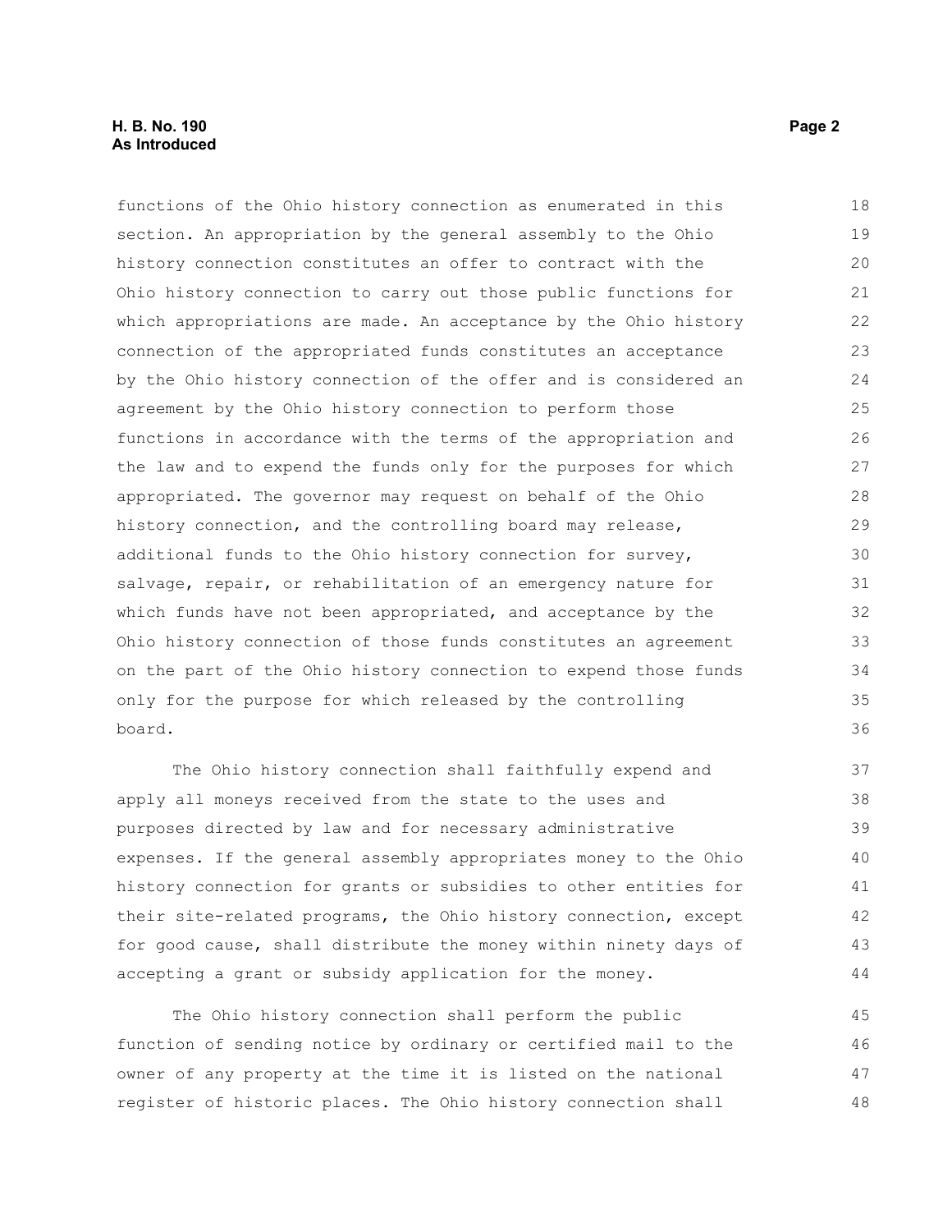functions of the Ohio history connection as enumerated in this section. An appropriation by the general assembly to the Ohio history connection constitutes an offer to contract with the Ohio history connection to carry out those public functions for which appropriations are made. An acceptance by the Ohio history connection of the appropriated funds constitutes an acceptance by the Ohio history connection of the offer and is considered an agreement by the Ohio history connection to perform those functions in accordance with the terms of the appropriation and the law and to expend the funds only for the purposes for which appropriated. The governor may request on behalf of the Ohio history connection, and the controlling board may release, additional funds to the Ohio history connection for survey, salvage, repair, or rehabilitation of an emergency nature for which funds have not been appropriated, and acceptance by the Ohio history connection of those funds constitutes an agreement on the part of the Ohio history connection to expend those funds only for the purpose for which released by the controlling board.

The Ohio history connection shall faithfully expend and apply all moneys received from the state to the uses and purposes directed by law and for necessary administrative expenses. If the general assembly appropriates money to the Ohio history connection for grants or subsidies to other entities for their site-related programs, the Ohio history connection, except for good cause, shall distribute the money within ninety days of accepting a grant or subsidy application for the money.

The Ohio history connection shall perform the public function of sending notice by ordinary or certified mail to the owner of any property at the time it is listed on the national register of historic places. The Ohio history connection shall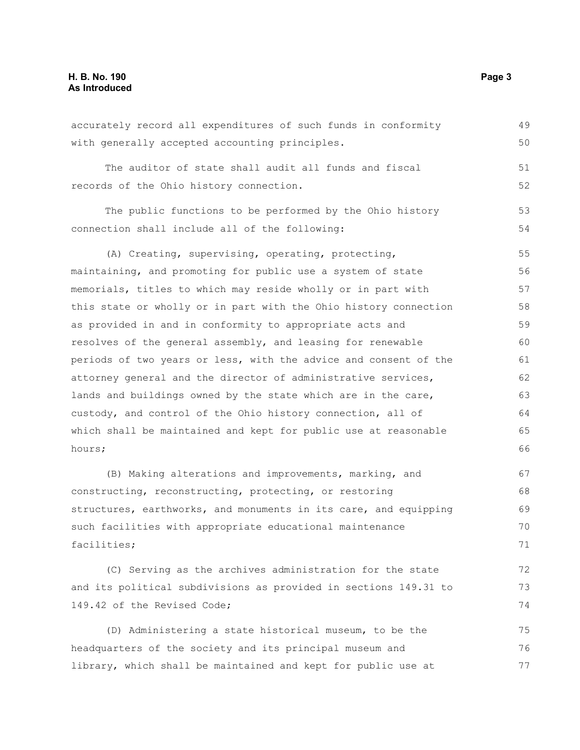accurately record all expenditures of such funds in conformity with generally accepted accounting principles.

The auditor of state shall audit all funds and fiscal records of the Ohio history connection.

The public functions to be performed by the Ohio history connection shall include all of the following:

(A) Creating, supervising, operating, protecting, maintaining, and promoting for public use a system of state memorials, titles to which may reside wholly or in part with this state or wholly or in part with the Ohio history connection as provided in and in conformity to appropriate acts and resolves of the general assembly, and leasing for renewable periods of two years or less, with the advice and consent of the attorney general and the director of administrative services, lands and buildings owned by the state which are in the care, custody, and control of the Ohio history connection, all of which shall be maintained and kept for public use at reasonable hours;

(B) Making alterations and improvements, marking, and constructing, reconstructing, protecting, or restoring structures, earthworks, and monuments in its care, and equipping such facilities with appropriate educational maintenance facilities;

(C) Serving as the archives administration for the state and its political subdivisions as provided in sections 149.31 to 149.42 of the Revised Code;

(D) Administering a state historical museum, to be the headquarters of the society and its principal museum and library, which shall be maintained and kept for public use at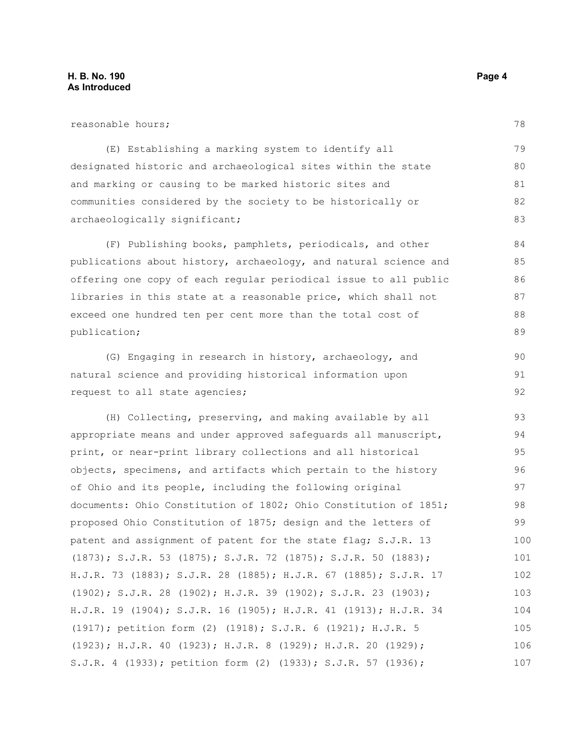reasonable hours;

(E) Establishing a marking system to identify all designated historic and archaeological sites within the state and marking or causing to be marked historic sites and communities considered by the society to be historically or archaeologically significant;

(F) Publishing books, pamphlets, periodicals, and other publications about history, archaeology, and natural science and offering one copy of each regular periodical issue to all public libraries in this state at a reasonable price, which shall not exceed one hundred ten per cent more than the total cost of publication;

(G) Engaging in research in history, archaeology, and natural science and providing historical information upon request to all state agencies;

(H) Collecting, preserving, and making available by all appropriate means and under approved safeguards all manuscript, print, or near-print library collections and all historical objects, specimens, and artifacts which pertain to the history of Ohio and its people, including the following original documents: Ohio Constitution of 1802; Ohio Constitution of 1851; proposed Ohio Constitution of 1875; design and the letters of patent and assignment of patent for the state flag; S.J.R. 13 (1873); S.J.R. 53 (1875); S.J.R. 72 (1875); S.J.R. 50 (1883); H.J.R. 73 (1883); S.J.R. 28 (1885); H.J.R. 67 (1885); S.J.R. 17 (1902); S.J.R. 28 (1902); H.J.R. 39 (1902); S.J.R. 23 (1903); H.J.R. 19 (1904); S.J.R. 16 (1905); H.J.R. 41 (1913); H.J.R. 34 (1917); petition form (2) (1918); S.J.R. 6 (1921); H.J.R. 5 (1923); H.J.R. 40 (1923); H.J.R. 8 (1929); H.J.R. 20 (1929); S.J.R. 4 (1933); petition form (2) (1933); S.J.R. 57 (1936);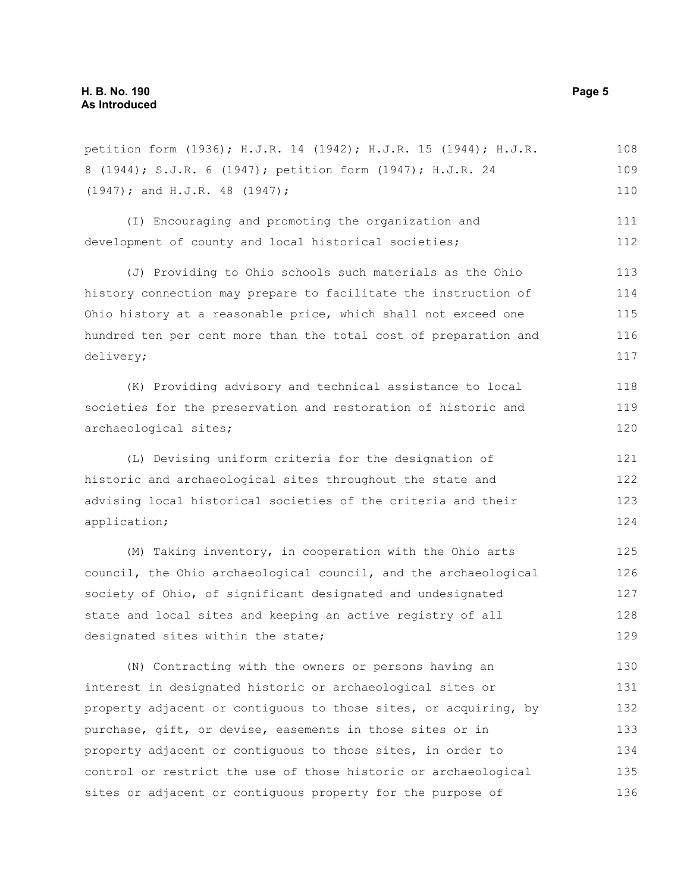petition form (1936); H.J.R. 14 (1942); H.J.R. 15 (1944); H.J.R. 8 (1944); S.J.R. 6 (1947); petition form (1947); H.J.R. 24 (1947); and H.J.R. 48 (1947);

(I) Encouraging and promoting the organization and development of county and local historical societies;

(J) Providing to Ohio schools such materials as the Ohio history connection may prepare to facilitate the instruction of Ohio history at a reasonable price, which shall not exceed one hundred ten per cent more than the total cost of preparation and delivery;

(K) Providing advisory and technical assistance to local societies for the preservation and restoration of historic and archaeological sites;

(L) Devising uniform criteria for the designation of historic and archaeological sites throughout the state and advising local historical societies of the criteria and their application;

(M) Taking inventory, in cooperation with the Ohio arts council, the Ohio archaeological council, and the archaeological society of Ohio, of significant designated and undesignated state and local sites and keeping an active registry of all designated sites within the state;

(N) Contracting with the owners or persons having an interest in designated historic or archaeological sites or property adjacent or contiguous to those sites, or acquiring, by purchase, gift, or devise, easements in those sites or in property adjacent or contiguous to those sites, in order to control or restrict the use of those historic or archaeological sites or adjacent or contiguous property for the purpose of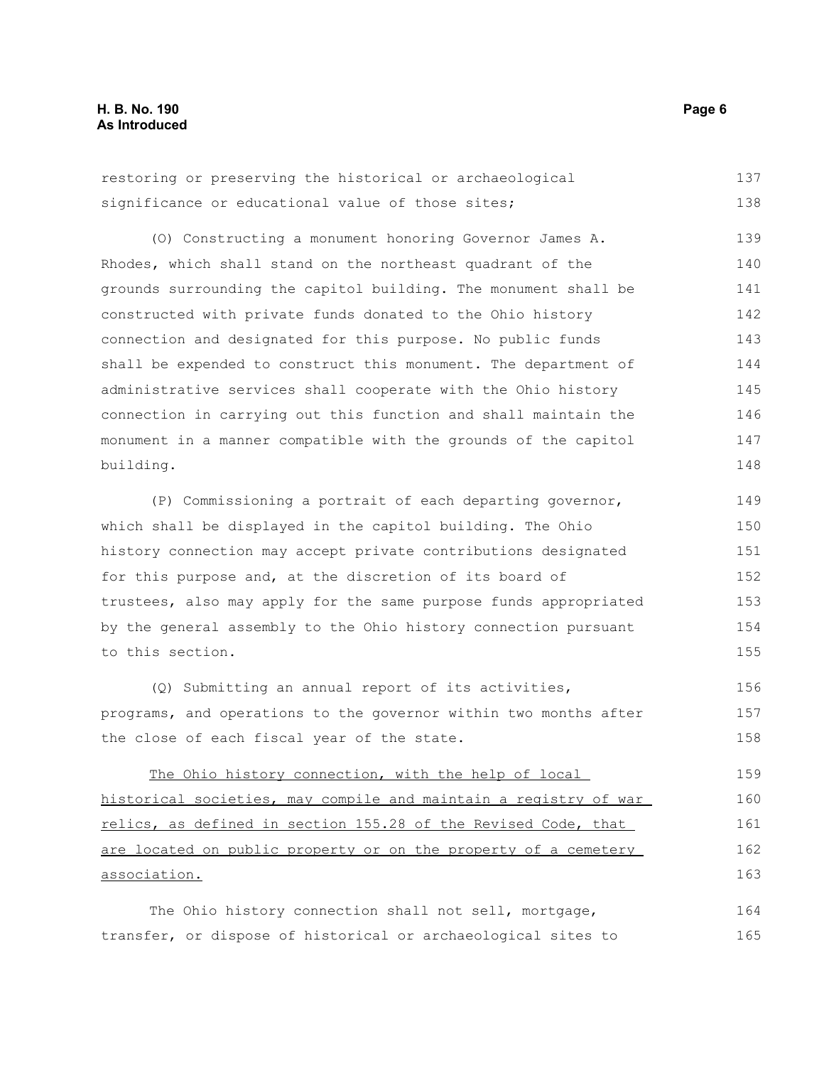restoring or preserving the historical or archaeological significance or educational value of those sites;

(O) Constructing a monument honoring Governor James A. Rhodes, which shall stand on the northeast quadrant of the grounds surrounding the capitol building. The monument shall be constructed with private funds donated to the Ohio history connection and designated for this purpose. No public funds shall be expended to construct this monument. The department of administrative services shall cooperate with the Ohio history connection in carrying out this function and shall maintain the monument in a manner compatible with the grounds of the capitol building.

(P) Commissioning a portrait of each departing governor, which shall be displayed in the capitol building. The Ohio history connection may accept private contributions designated for this purpose and, at the discretion of its board of trustees, also may apply for the same purpose funds appropriated by the general assembly to the Ohio history connection pursuant to this section.

(Q) Submitting an annual report of its activities, programs, and operations to the governor within two months after the close of each fiscal year of the state.

<u>The Ohio history connection, with the help of local historical societies, may compile and maintain a registry of war relics, as defined in section 155.28 of the Revised Code, that are located on public property or on the property of a cemetery association.</u>

The Ohio history connection shall not sell, mortgage, transfer, or dispose of historical or archaeological sites to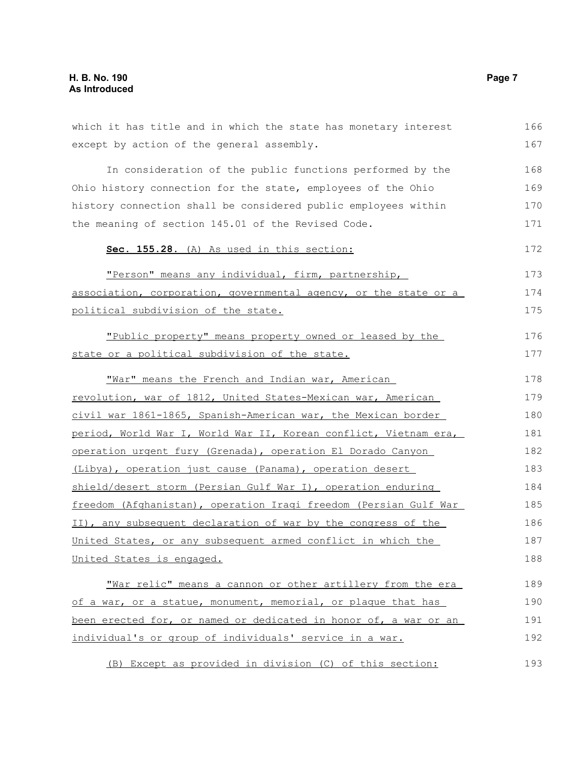which it has title and in which the state has monetary interest except by action of the general assembly.

In consideration of the public functions performed by the Ohio history connection for the state, employees of the Ohio history connection shall be considered public employees within the meaning of section 145.01 of the Revised Code.

**Sec. 155.28.** (A) As used in this section:

"Person" means any individual, firm, partnership, association, corporation, governmental agency, or the state or a political subdivision of the state.

"Public property" means property owned or leased by the state or a political subdivision of the state.

"War" means the French and Indian war, American revolution, war of 1812, United States-Mexican war, American civil war 1861-1865, Spanish-American war, the Mexican border period, World War I, World War II, Korean conflict, Vietnam era, operation urgent fury (Grenada), operation El Dorado Canyon (Libya), operation just cause (Panama), operation desert shield/desert storm (Persian Gulf War I), operation enduring freedom (Afghanistan), operation Iraqi freedom (Persian Gulf War II), any subsequent declaration of war by the congress of the United States, or any subsequent armed conflict in which the United States is engaged.

"War relic" means a cannon or other artillery from the era of a war, or a statue, monument, memorial, or plaque that has been erected for, or named or dedicated in honor of, a war or an individual's or group of individuals' service in a war.

(B) Except as provided in division (C) of this section: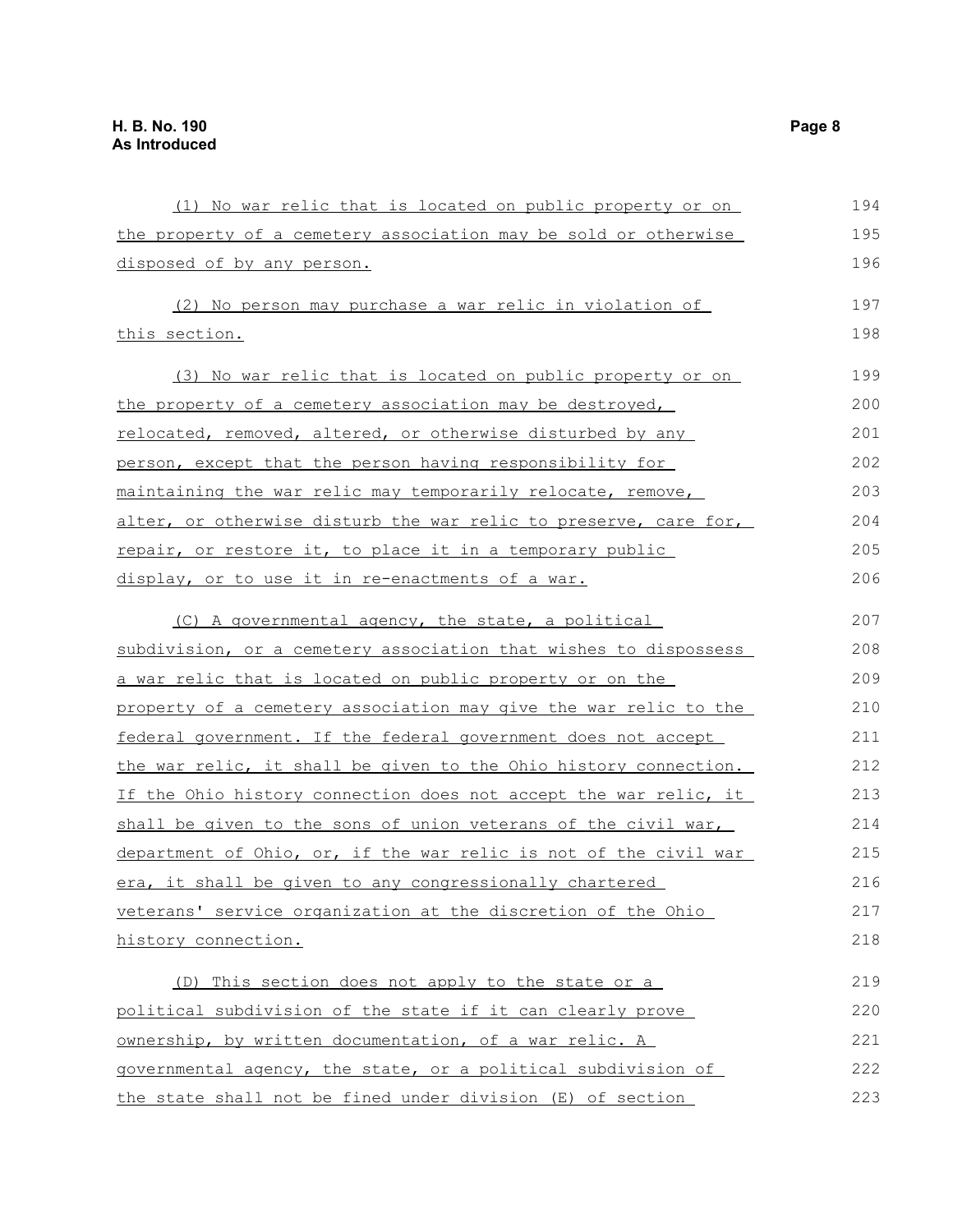(1) No war relic that is located on public property or on the property of a cemetery association may be sold or otherwise disposed of by any person.

(2) No person may purchase a war relic in violation of this section.

(3) No war relic that is located on public property or on the property of a cemetery association may be destroyed, relocated, removed, altered, or otherwise disturbed by any person, except that the person having responsibility for maintaining the war relic may temporarily relocate, remove, alter, or otherwise disturb the war relic to preserve, care for, repair, or restore it, to place it in a temporary public display, or to use it in re-enactments of a war.

(C) A governmental agency, the state, a political subdivision, or a cemetery association that wishes to dispossess a war relic that is located on public property or on the property of a cemetery association may give the war relic to the federal government. If the federal government does not accept the war relic, it shall be given to the Ohio history connection. If the Ohio history connection does not accept the war relic, it shall be given to the sons of union veterans of the civil war, department of Ohio, or, if the war relic is not of the civil war era, it shall be given to any congressionally chartered veterans' service organization at the discretion of the Ohio history connection.

(D) This section does not apply to the state or a political subdivision of the state if it can clearly prove ownership, by written documentation, of a war relic. A governmental agency, the state, or a political subdivision of the state shall not be fined under division (E) of section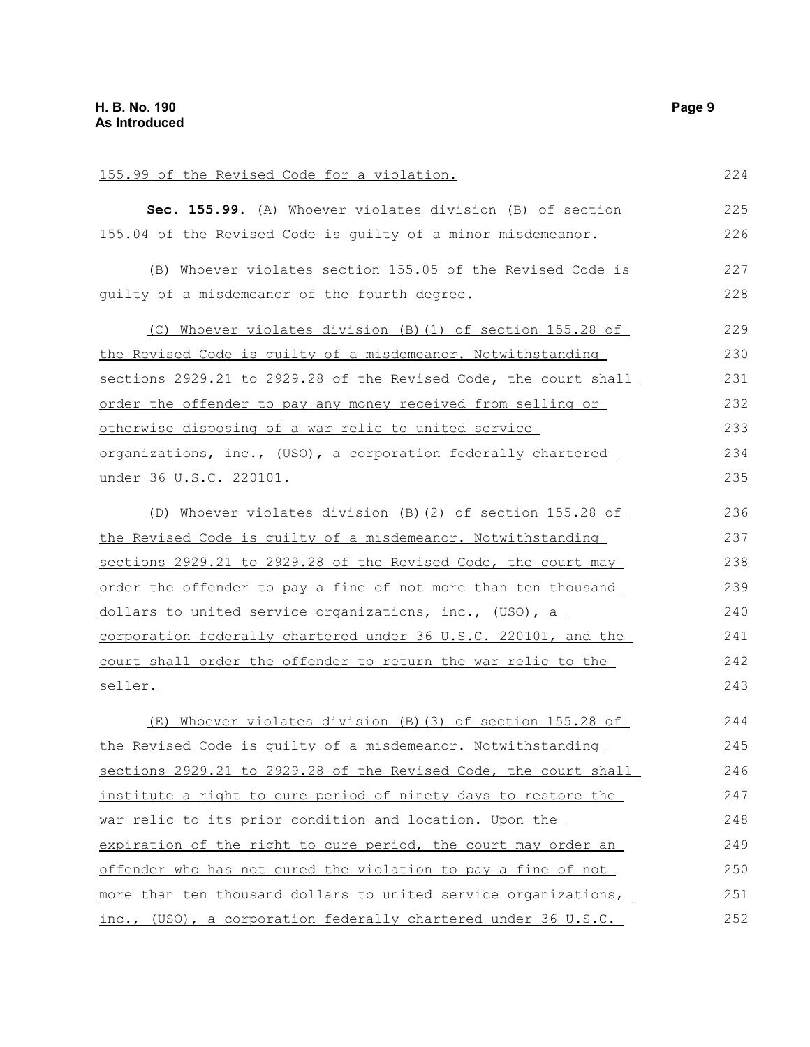155.99 of the Revised Code for a violation.

**Sec. 155.99.** (A) Whoever violates division (B) of section 155.04 of the Revised Code is guilty of a minor misdemeanor.

(B) Whoever violates section 155.05 of the Revised Code is guilty of a misdemeanor of the fourth degree.

(C) Whoever violates division (B)(1) of section 155.28 of the Revised Code is guilty of a misdemeanor. Notwithstanding sections 2929.21 to 2929.28 of the Revised Code, the court shall order the offender to pay any money received from selling or otherwise disposing of a war relic to united service organizations, inc., (USO), a corporation federally chartered under 36 U.S.C. 220101.

(D) Whoever violates division (B)(2) of section 155.28 of the Revised Code is guilty of a misdemeanor. Notwithstanding sections 2929.21 to 2929.28 of the Revised Code, the court may order the offender to pay a fine of not more than ten thousand dollars to united service organizations, inc., (USO), a corporation federally chartered under 36 U.S.C. 220101, and the court shall order the offender to return the war relic to the seller.

(E) Whoever violates division (B)(3) of section 155.28 of the Revised Code is guilty of a misdemeanor. Notwithstanding sections 2929.21 to 2929.28 of the Revised Code, the court shall institute a right to cure period of ninety days to restore the war relic to its prior condition and location. Upon the expiration of the right to cure period, the court may order an offender who has not cured the violation to pay a fine of not more than ten thousand dollars to united service organizations, inc., (USO), a corporation federally chartered under 36 U.S.C.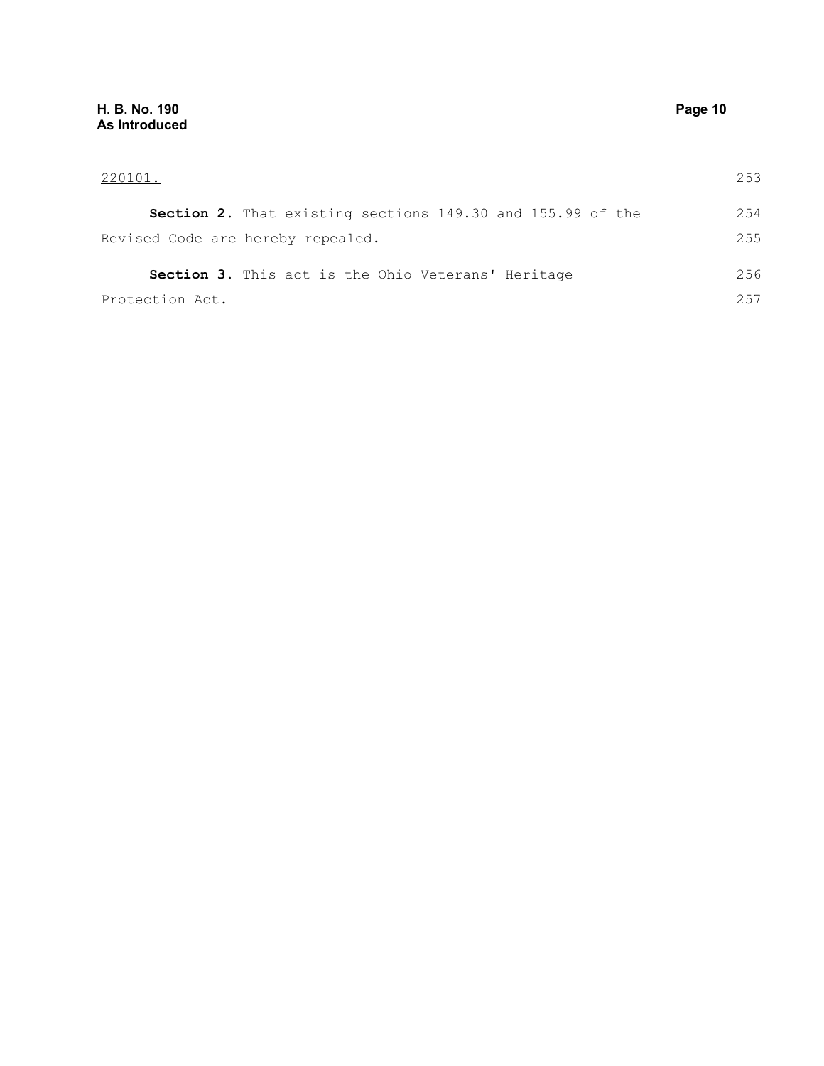<u>220101.</u>

**Section 2.** That existing sections 149.30 and 155.99 of the Revised Code are hereby repealed.

**Section 3.** This act is the Ohio Veterans' Heritage Protection Act.